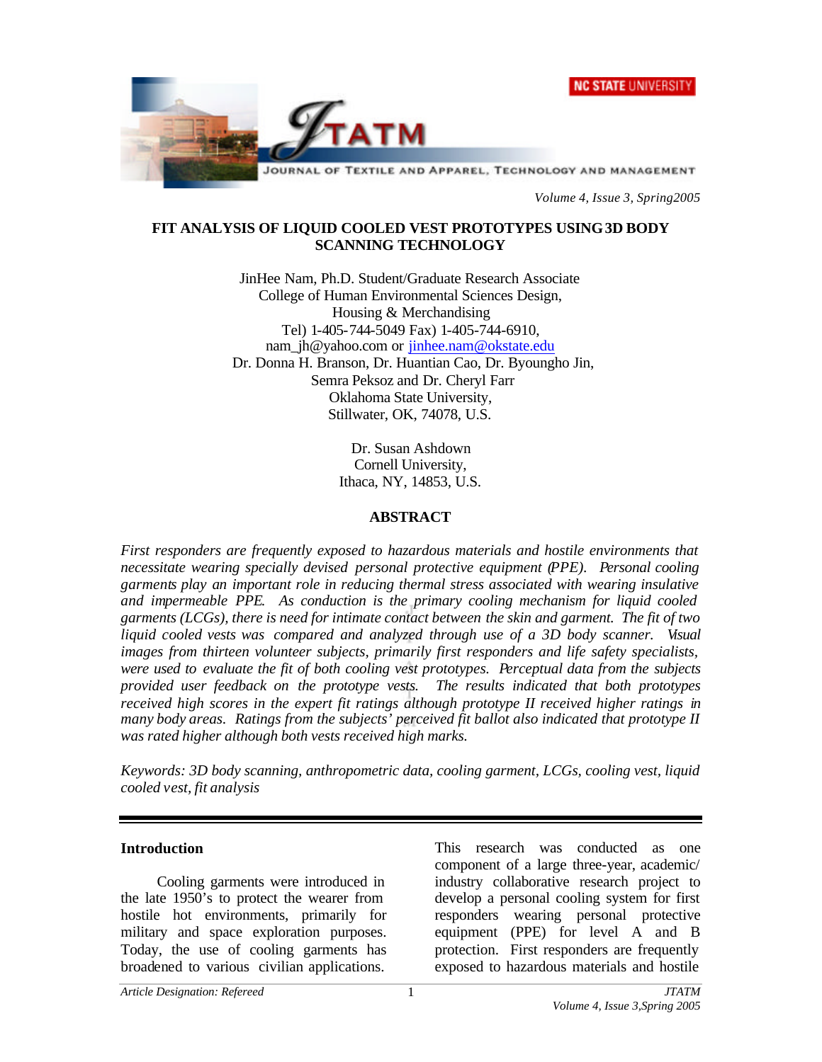# FIT ANALYSIS OF LIQUID COOLED VEST PROTOTYPES USING 3D BODY SCANNING TECHNOLOGY

JinHee Nam, Ph.D. Student/Graduate Research Associate
College of Human Environmental Sciences Design,
Housing & Merchandising
Tel) 1-405-744-5049 Fax) 1-405-744-6910,
nam_jh@yahoo.com or jinhee.nam@okstate.edu
Dr. Donna H. Branson, Dr. Huantian Cao, Dr. Byoungho Jin,
Semra Peksoz and Dr. Cheryl Farr
Oklahoma State University,
Stillwater, OK, 74078, U.S.

Dr. Susan Ashdown
Cornell University,
Ithaca, NY, 14853, U.S.

## ABSTRACT

*First responders are frequently exposed to hazardous materials and hostile environments that necessitate wearing specially devised personal protective equipment (PPE). Personal cooling garments play an important role in reducing thermal stress associated with wearing insulative and impermeable PPE. As conduction is the primary cooling mechanism for liquid cooled garments (LCGs), there is need for intimate contact between the skin and garment. The fit of two liquid cooled vests was compared and analyzed through use of a 3D body scanner. Visual images from thirteen volunteer subjects, primarily first responders and life safety specialists, were used to evaluate the fit of both cooling vest prototypes. Perceptual data from the subjects provided user feedback on the prototype vests. The results indicated that both prototypes received high scores in the expert fit ratings although prototype II received higher ratings in many body areas. Ratings from the subjects' perceived fit ballot also indicated that prototype II was rated higher although both vests received high marks.*

*Keywords: 3D body scanning, anthropometric data, cooling garment, LCGs, cooling vest, liquid cooled vest, fit analysis*

## Introduction

Cooling garments were introduced in the late 1950's to protect the wearer from hostile hot environments, primarily for military and space exploration purposes. Today, the use of cooling garments has broadened to various civilian applications.

This research was conducted as one component of a large three-year, academic/ industry collaborative research project to develop a personal cooling system for first responders wearing personal protective equipment (PPE) for level A and B protection. First responders are frequently exposed to hazardous materials and hostile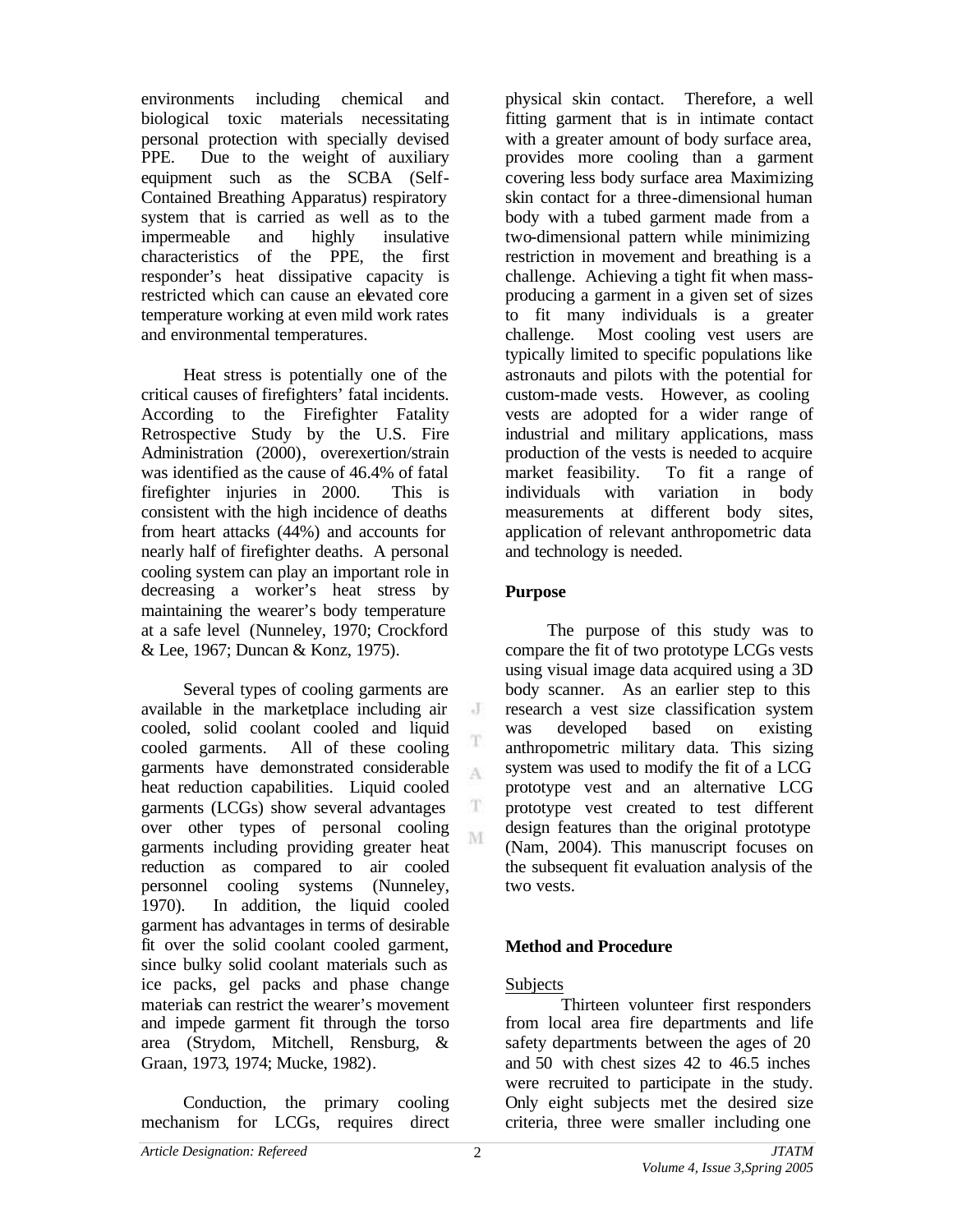environments including chemical and biological toxic materials necessitating personal protection with specially devised PPE. Due to the weight of auxiliary equipment such as the SCBA (Self-Contained Breathing Apparatus) respiratory system that is carried as well as to the impermeable and highly insulative characteristics of the PPE, the first responder's heat dissipative capacity is restricted which can cause an elevated core temperature working at even mild work rates and environmental temperatures.

Heat stress is potentially one of the critical causes of firefighters' fatal incidents. According to the Firefighter Fatality Retrospective Study by the U.S. Fire Administration (2000), overexertion/strain was identified as the cause of 46.4% of fatal firefighter injuries in 2000. This is consistent with the high incidence of deaths from heart attacks (44%) and accounts for nearly half of firefighter deaths. A personal cooling system can play an important role in decreasing a worker's heat stress by maintaining the wearer's body temperature at a safe level (Nunneley, 1970; Crockford & Lee, 1967; Duncan & Konz, 1975).

Several types of cooling garments are available in the marketplace including air cooled, solid coolant cooled and liquid cooled garments. All of these cooling garments have demonstrated considerable heat reduction capabilities. Liquid cooled garments (LCGs) show several advantages over other types of personal cooling garments including providing greater heat reduction as compared to air cooled personnel cooling systems (Nunneley, 1970). In addition, the liquid cooled garment has advantages in terms of desirable fit over the solid coolant cooled garment, since bulky solid coolant materials such as ice packs, gel packs and phase change materials can restrict the wearer's movement and impede garment fit through the torso area (Strydom, Mitchell, Rensburg, & Graan, 1973, 1974; Mucke, 1982).

Conduction, the primary cooling mechanism for LCGs, requires direct physical skin contact. Therefore, a well fitting garment that is in intimate contact with a greater amount of body surface area, provides more cooling than a garment covering less body surface area Maximizing skin contact for a three-dimensional human body with a tubed garment made from a two-dimensional pattern while minimizing restriction in movement and breathing is a challenge. Achieving a tight fit when mass-producing a garment in a given set of sizes to fit many individuals is a greater challenge. Most cooling vest users are typically limited to specific populations like astronauts and pilots with the potential for custom-made vests. However, as cooling vests are adopted for a wider range of industrial and military applications, mass production of the vests is needed to acquire market feasibility. To fit a range of individuals with variation in body measurements at different body sites, application of relevant anthropometric data and technology is needed.

## Purpose

The purpose of this study was to compare the fit of two prototype LCGs vests using visual image data acquired using a 3D body scanner. As an earlier step to this research a vest size classification system was developed based on existing anthropometric military data. This sizing system was used to modify the fit of a LCG prototype vest and an alternative LCG prototype vest created to test different design features than the original prototype (Nam, 2004). This manuscript focuses on the subsequent fit evaluation analysis of the two vests.

## Method and Procedure

Subjects

Thirteen volunteer first responders from local area fire departments and life safety departments between the ages of 20 and 50 with chest sizes 42 to 46.5 inches were recruited to participate in the study. Only eight subjects met the desired size criteria, three were smaller including one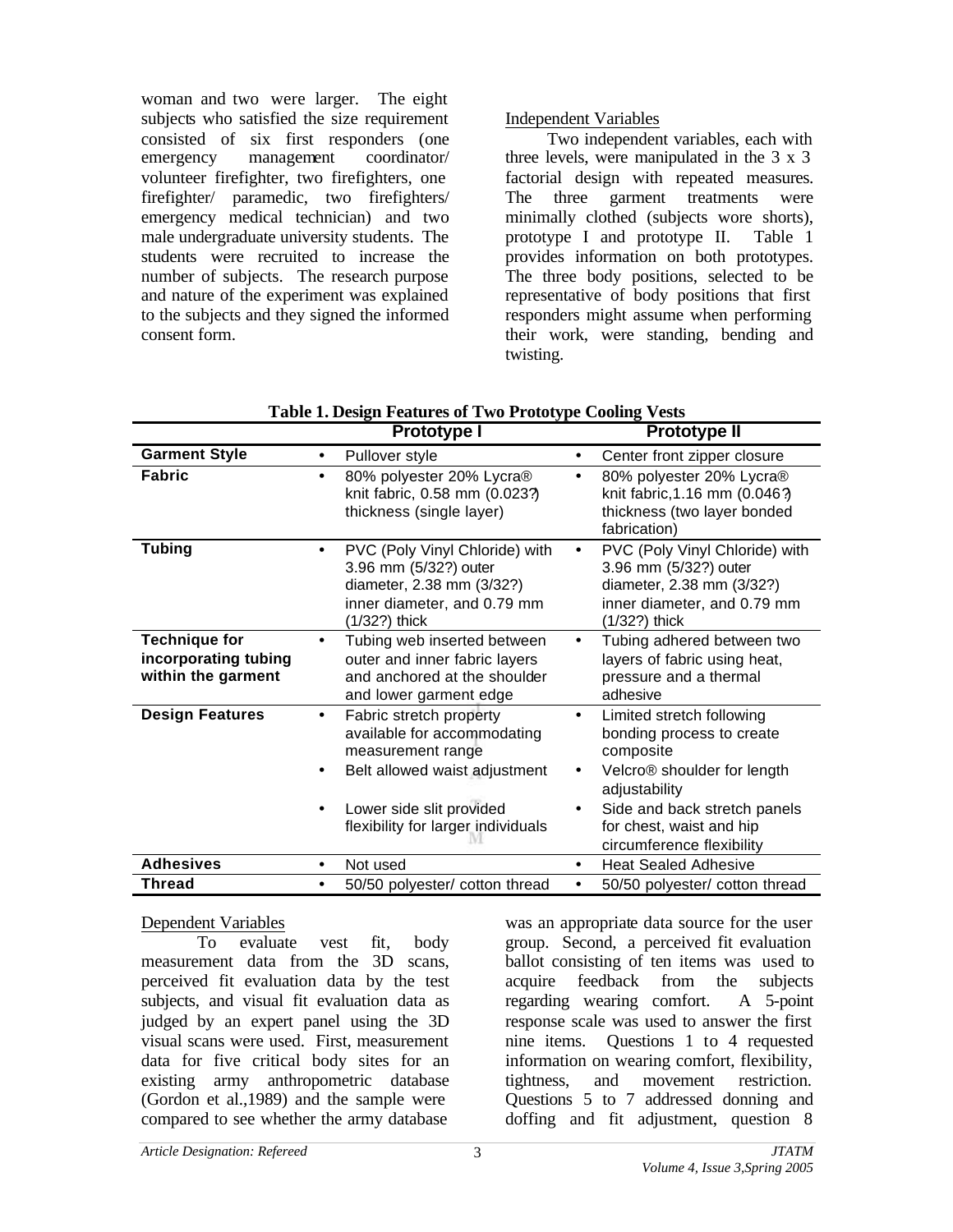woman and two were larger. The eight subjects who satisfied the size requirement consisted of six first responders (one emergency management coordinator/ volunteer firefighter, two firefighters, one firefighter/ paramedic, two firefighters/ emergency medical technician) and two male undergraduate university students. The students were recruited to increase the number of subjects. The research purpose and nature of the experiment was explained to the subjects and they signed the informed consent form.

Independent Variables

Two independent variables, each with three levels, were manipulated in the 3 x 3 factorial design with repeated measures. The three garment treatments were minimally clothed (subjects wore shorts), prototype I and prototype II. Table 1 provides information on both prototypes. The three body positions, selected to be representative of body positions that first responders might assume when performing their work, were standing, bending and twisting.

**Table 1. Design Features of Two Prototype Cooling Vests**

| | Prototype I | Prototype II |
|---|---|---|
| **Garment Style** | • Pullover style | • Center front zipper closure |
| **Fabric** | • 80% polyester 20% Lycra® knit fabric, 0.58 mm (0.023?) thickness (single layer) | • 80% polyester 20% Lycra® knit fabric,1.16 mm (0.046?) thickness (two layer bonded fabrication) |
| **Tubing** | • PVC (Poly Vinyl Chloride) with 3.96 mm (5/32?) outer diameter, 2.38 mm (3/32?) inner diameter, and 0.79 mm (1/32?) thick | • PVC (Poly Vinyl Chloride) with 3.96 mm (5/32?) outer diameter, 2.38 mm (3/32?) inner diameter, and 0.79 mm (1/32?) thick |
| **Technique for incorporating tubing within the garment** | • Tubing web inserted between outer and inner fabric layers and anchored at the shoulder and lower garment edge | • Tubing adhered between two layers of fabric using heat, pressure and a thermal adhesive |
| **Design Features** | • Fabric stretch property available for accommodating measurement range<br>• Belt allowed waist adjustment<br>• Lower side slit provided flexibility for larger individuals | • Limited stretch following bonding process to create composite<br>• Velcro® shoulder for length adjustability<br>• Side and back stretch panels for chest, waist and hip circumference flexibility |
| **Adhesives** | • Not used | • Heat Sealed Adhesive |
| **Thread** | • 50/50 polyester/ cotton thread | • 50/50 polyester/ cotton thread |

Dependent Variables

To evaluate vest fit, body measurement data from the 3D scans, perceived fit evaluation data by the test subjects, and visual fit evaluation data as judged by an expert panel using the 3D visual scans were used. First, measurement data for five critical body sites for an existing army anthropometric database (Gordon et al.,1989) and the sample were compared to see whether the army database was an appropriate data source for the user group. Second, a perceived fit evaluation ballot consisting of ten items was used to acquire feedback from the subjects regarding wearing comfort. A 5-point response scale was used to answer the first nine items. Questions 1 to 4 requested information on wearing comfort, flexibility, tightness, and movement restriction. Questions 5 to 7 addressed donning and doffing and fit adjustment, question 8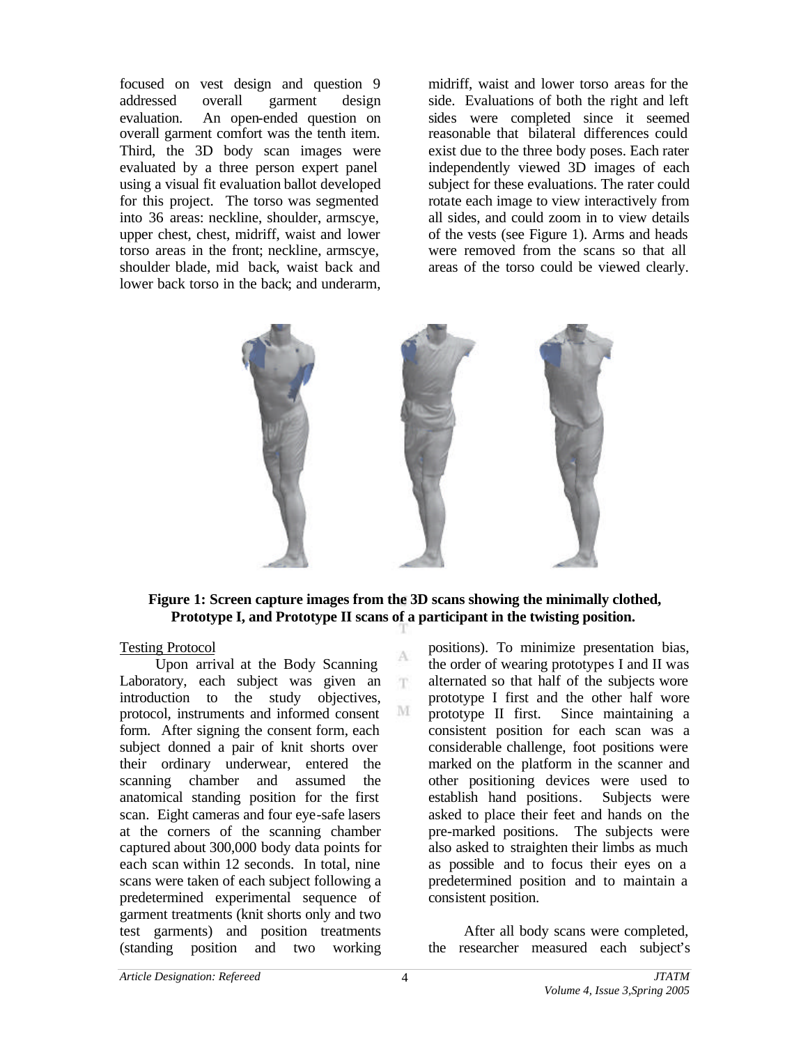focused on vest design and question 9 addressed overall garment design evaluation. An open-ended question on overall garment comfort was the tenth item. Third, the 3D body scan images were evaluated by a three person expert panel using a visual fit evaluation ballot developed for this project. The torso was segmented into 36 areas: neckline, shoulder, armscye, upper chest, chest, midriff, waist and lower torso areas in the front; neckline, armscye, shoulder blade, mid back, waist back and lower back torso in the back; and underarm, midriff, waist and lower torso areas for the side. Evaluations of both the right and left sides were completed since it seemed reasonable that bilateral differences could exist due to the three body poses. Each rater independently viewed 3D images of each subject for these evaluations. The rater could rotate each image to view interactively from all sides, and could zoom in to view details of the vests (see Figure 1). Arms and heads were removed from the scans so that all areas of the torso could be viewed clearly.

**Figure 1: Screen capture images from the 3D scans showing the minimally clothed, Prototype I, and Prototype II scans of a participant in the twisting position.**

Testing Protocol

Upon arrival at the Body Scanning Laboratory, each subject was given an introduction to the study objectives, protocol, instruments and informed consent form. After signing the consent form, each subject donned a pair of knit shorts over their ordinary underwear, entered the scanning chamber and assumed the anatomical standing position for the first scan. Eight cameras and four eye-safe lasers at the corners of the scanning chamber captured about 300,000 body data points for each scan within 12 seconds. In total, nine scans were taken of each subject following a predetermined experimental sequence of garment treatments (knit shorts only and two test garments) and position treatments (standing position and two working positions). To minimize presentation bias, the order of wearing prototypes I and II was alternated so that half of the subjects wore prototype I first and the other half wore prototype II first. Since maintaining a consistent position for each scan was a considerable challenge, foot positions were marked on the platform in the scanner and other positioning devices were used to establish hand positions. Subjects were asked to place their feet and hands on the pre-marked positions. The subjects were also asked to straighten their limbs as much as possible and to focus their eyes on a predetermined position and to maintain a consistent position.

After all body scans were completed, the researcher measured each subject's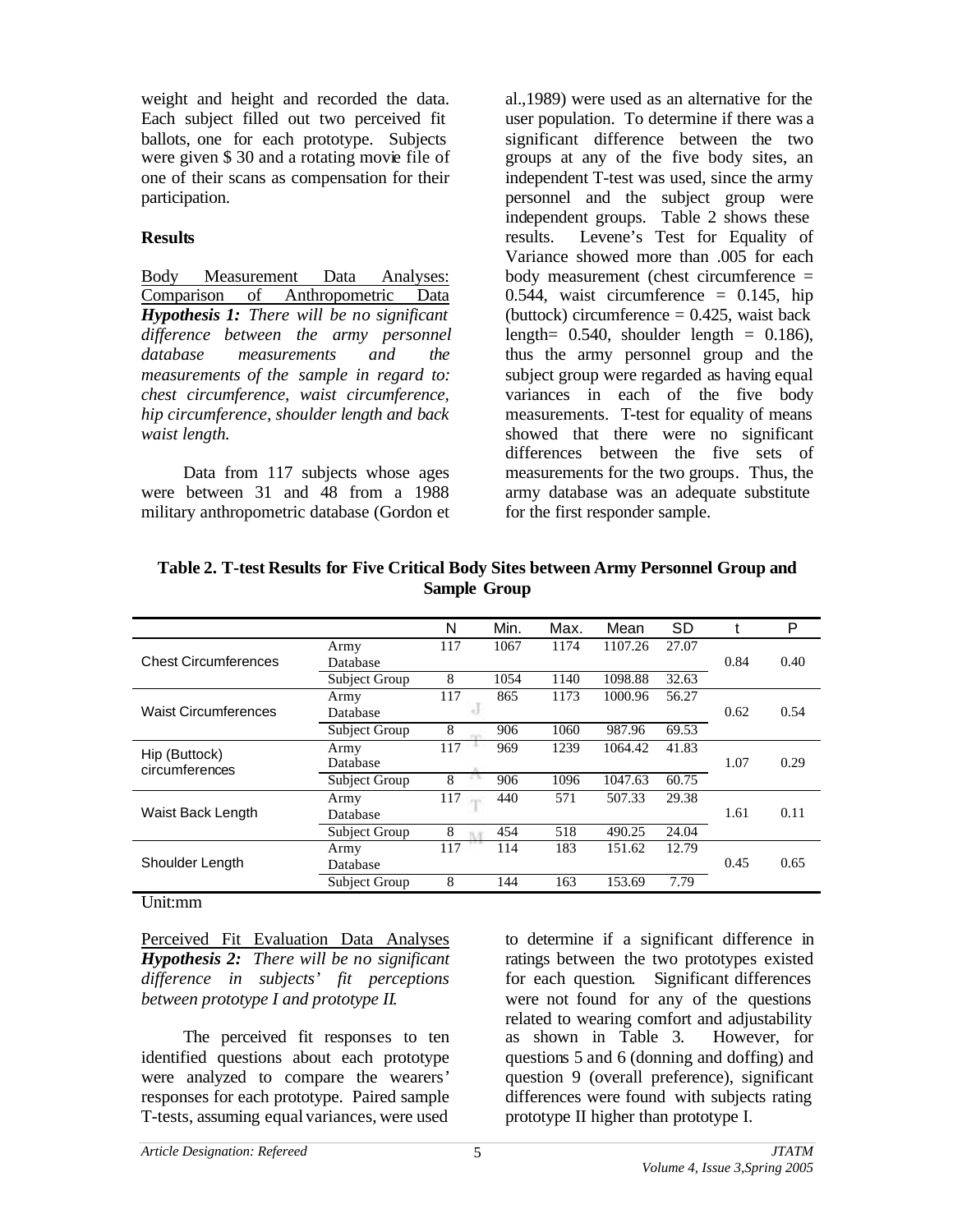weight and height and recorded the data. Each subject filled out two perceived fit ballots, one for each prototype. Subjects were given $ 30 and a rotating movie file of one of their scans as compensation for their participation.

**Results**

Body Measurement Data Analyses: Comparison of Anthropometric Data

***Hypothesis 1:*** *There will be no significant difference between the army personnel database measurements and the measurements of the sample in regard to: chest circumference, waist circumference, hip circumference, shoulder length and back waist length.*

Data from 117 subjects whose ages were between 31 and 48 from a 1988 military anthropometric database (Gordon et al.,1989) were used as an alternative for the user population. To determine if there was a significant difference between the two groups at any of the five body sites, an independent T-test was used, since the army personnel and the subject group were independent groups. Table 2 shows these results. Levene's Test for Equality of Variance showed more than .005 for each body measurement (chest circumference = 0.544, waist circumference = 0.145, hip (buttock) circumference = 0.425, waist back length= 0.540, shoulder length = 0.186), thus the army personnel group and the subject group were regarded as having equal variances in each of the five body measurements. T-test for equality of means showed that there were no significant differences between the five sets of measurements for the two groups. Thus, the army database was an adequate substitute for the first responder sample.

**Table 2. T-test Results for Five Critical Body Sites between Army Personnel Group and Sample Group**

| | | N | Min. | Max. | Mean | SD | t | P |
|---|---|---|---|---|---|---|---|---|
| Chest Circumferences | Army Database | 117 | 1067 | 1174 | 1107.26 | 27.07 | 0.84 | 0.40 |
| | Subject Group | 8 | 1054 | 1140 | 1098.88 | 32.63 | | |
| Waist Circumferences | Army Database | 117 | 865 | 1173 | 1000.96 | 56.27 | 0.62 | 0.54 |
| | Subject Group | 8 | 906 | 1060 | 987.96 | 69.53 | | |
| Hip (Buttock) circumferences | Army Database | 117 | 969 | 1239 | 1064.42 | 41.83 | 1.07 | 0.29 |
| | Subject Group | 8 | 906 | 1096 | 1047.63 | 60.75 | | |
| Waist Back Length | Army Database | 117 | 440 | 571 | 507.33 | 29.38 | 1.61 | 0.11 |
| | Subject Group | 8 | 454 | 518 | 490.25 | 24.04 | | |
| Shoulder Length | Army Database | 117 | 114 | 183 | 151.62 | 12.79 | 0.45 | 0.65 |
| | Subject Group | 8 | 144 | 163 | 153.69 | 7.79 | | |

Unit:mm

Perceived Fit Evaluation Data Analyses

***Hypothesis 2:*** *There will be no significant difference in subjects' fit perceptions between prototype I and prototype II.*

The perceived fit responses to ten identified questions about each prototype were analyzed to compare the wearers' responses for each prototype. Paired sample T-tests, assuming equal variances, were used to determine if a significant difference in ratings between the two prototypes existed for each question. Significant differences were not found for any of the questions related to wearing comfort and adjustability as shown in Table 3. However, for questions 5 and 6 (donning and doffing) and question 9 (overall preference), significant differences were found with subjects rating prototype II higher than prototype I.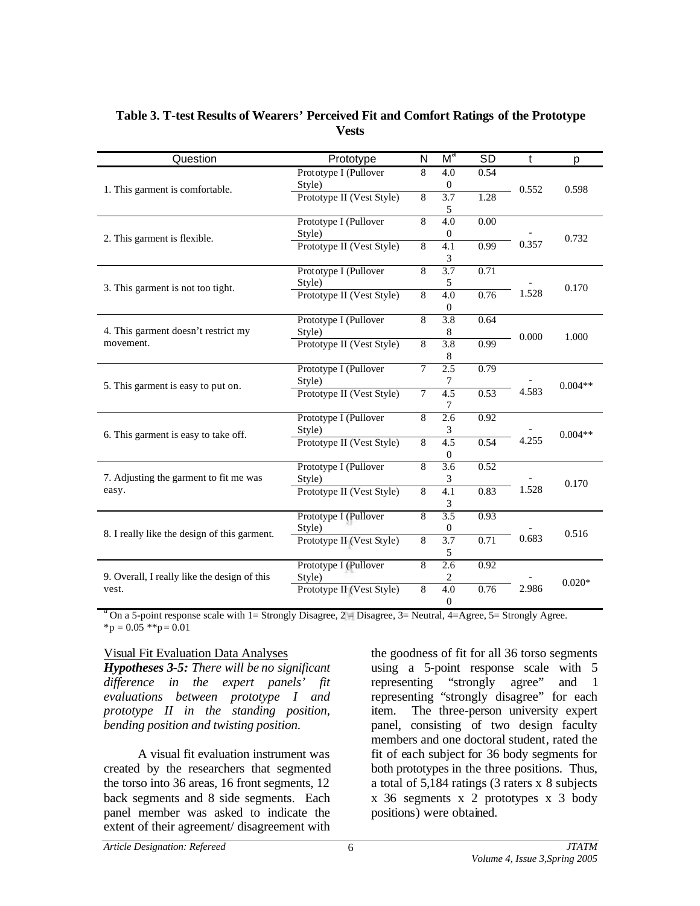**Table 3. T-test Results of Wearers' Perceived Fit and Comfort Ratings of the Prototype Vests**

| Question | Prototype | N | M[a] | SD | t | p |
|---|---|---|---|---|---|---|
| 1. This garment is comfortable. | Prototype I (Pullover Style) | 8 | 4.00 | 0.54 | 0.552 | 0.598 |
| | Prototype II (Vest Style) | 8 | 3.75 | 1.28 | | |
| 2. This garment is flexible. | Prototype I (Pullover Style) | 8 | 4.00 | 0.00 | -0.357 | 0.732 |
| | Prototype II (Vest Style) | 8 | 4.13 | 0.99 | | |
| 3. This garment is not too tight. | Prototype I (Pullover Style) | 8 | 3.75 | 0.71 | -1.528 | 0.170 |
| | Prototype II (Vest Style) | 8 | 4.00 | 0.76 | | |
| 4. This garment doesn't restrict my movement. | Prototype I (Pullover Style) | 8 | 3.88 | 0.64 | 0.000 | 1.000 |
| | Prototype II (Vest Style) | 8 | 3.88 | 0.99 | | |
| 5. This garment is easy to put on. | Prototype I (Pullover Style) | 7 | 2.57 | 0.79 | -4.583 | 0.004** |
| | Prototype II (Vest Style) | 7 | 4.57 | 0.53 | | |
| 6. This garment is easy to take off. | Prototype I (Pullover Style) | 8 | 2.63 | 0.92 | -4.255 | 0.004** |
| | Prototype II (Vest Style) | 8 | 4.50 | 0.54 | | |
| 7. Adjusting the garment to fit me was easy. | Prototype I (Pullover Style) | 8 | 3.63 | 0.52 | -1.528 | 0.170 |
| | Prototype II (Vest Style) | 8 | 4.13 | 0.83 | | |
| 8. I really like the design of this garment. | Prototype I (Pullover Style) | 8 | 3.50 | 0.93 | -0.683 | 0.516 |
| | Prototype II (Vest Style) | 8 | 3.75 | 0.71 | | |
| 9. Overall, I really like the design of this vest. | Prototype I (Pullover Style) | 8 | 2.62 | 0.92 | -2.986 | 0.020* |
| | Prototype II (Vest Style) | 8 | 4.00 | 0.76 | | |

[a] On a 5-point response scale with 1= Strongly Disagree, 2 = Disagree, 3= Neutral, 4=Agree, 5= Strongly Agree.
*p = 0.05 **p= 0.01

Visual Fit Evaluation Data Analyses

***Hypotheses 3-5:*** *There will be no significant difference in the expert panels' fit evaluations between prototype I and prototype II in the standing position, bending position and twisting position.*

A visual fit evaluation instrument was created by the researchers that segmented the torso into 36 areas, 16 front segments, 12 back segments and 8 side segments. Each panel member was asked to indicate the extent of their agreement/ disagreement with the goodness of fit for all 36 torso segments using a 5-point response scale with 5 representing "strongly agree" and 1 representing "strongly disagree" for each item. The three-person university expert panel, consisting of two design faculty members and one doctoral student, rated the fit of each subject for 36 body segments for both prototypes in the three positions. Thus, a total of 5,184 ratings (3 raters x 8 subjects x 36 segments x 2 prototypes x 3 body positions) were obtained.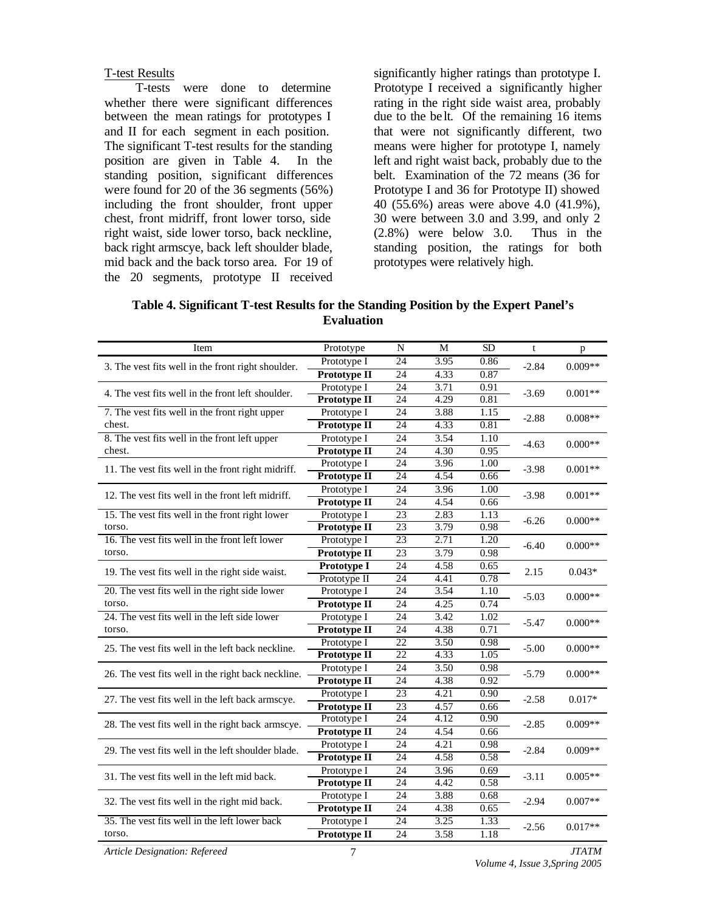T-test Results

T-tests were done to determine whether there were significant differences between the mean ratings for prototypes I and II for each segment in each position. The significant T-test results for the standing position are given in Table 4. In the standing position, significant differences were found for 20 of the 36 segments (56%) including the front shoulder, front upper chest, front midriff, front lower torso, side right waist, side lower torso, back neckline, back right armscye, back left shoulder blade, mid back and the back torso area. For 19 of the 20 segments, prototype II received significantly higher ratings than prototype I. Prototype I received a significantly higher rating in the right side waist area, probably due to the belt. Of the remaining 16 items that were not significantly different, two means were higher for prototype I, namely left and right waist back, probably due to the belt. Examination of the 72 means (36 for Prototype I and 36 for Prototype II) showed 40 (55.6%) areas were above 4.0 (41.9%), 30 were between 3.0 and 3.99, and only 2 (2.8%) were below 3.0. Thus in the standing position, the ratings for both prototypes were relatively high.

**Table 4. Significant T-test Results for the Standing Position by the Expert Panel's Evaluation**

| Item | Prototype | N | M | SD | t | p |
|---|---|---|---|---|---|---|
| 3. The vest fits well in the front right shoulder. | Prototype I | 24 | 3.95 | 0.86 | -2.84 | 0.009** |
| | **Prototype II** | 24 | 4.33 | 0.87 | | |
| 4. The vest fits well in the front left shoulder. | Prototype I | 24 | 3.71 | 0.91 | -3.69 | 0.001** |
| | **Prototype II** | 24 | 4.29 | 0.81 | | |
| 7. The vest fits well in the front right upper chest. | Prototype I | 24 | 3.88 | 1.15 | -2.88 | 0.008** |
| | **Prototype II** | 24 | 4.33 | 0.81 | | |
| 8. The vest fits well in the front left upper chest. | Prototype I | 24 | 3.54 | 1.10 | -4.63 | 0.000** |
| | **Prototype II** | 24 | 4.30 | 0.95 | | |
| 11. The vest fits well in the front right midriff. | Prototype I | 24 | 3.96 | 1.00 | -3.98 | 0.001** |
| | **Prototype II** | 24 | 4.54 | 0.66 | | |
| 12. The vest fits well in the front left midriff. | Prototype I | 24 | 3.96 | 1.00 | -3.98 | 0.001** |
| | **Prototype II** | 24 | 4.54 | 0.66 | | |
| 15. The vest fits well in the front right lower torso. | Prototype I | 23 | 2.83 | 1.13 | -6.26 | 0.000** |
| | **Prototype II** | 23 | 3.79 | 0.98 | | |
| 16. The vest fits well in the front left lower torso. | Prototype I | 23 | 2.71 | 1.20 | -6.40 | 0.000** |
| | **Prototype II** | 23 | 3.79 | 0.98 | | |
| 19. The vest fits well in the right side waist. | **Prototype I** | 24 | 4.58 | 0.65 | 2.15 | 0.043* |
| | Prototype II | 24 | 4.41 | 0.78 | | |
| 20. The vest fits well in the right side lower torso. | Prototype I | 24 | 3.54 | 1.10 | -5.03 | 0.000** |
| | **Prototype II** | 24 | 4.25 | 0.74 | | |
| 24. The vest fits well in the left side lower torso. | Prototype I | 24 | 3.42 | 1.02 | -5.47 | 0.000** |
| | **Prototype II** | 24 | 4.38 | 0.71 | | |
| 25. The vest fits well in the left back neckline. | Prototype I | 22 | 3.50 | 0.98 | -5.00 | 0.000** |
| | **Prototype II** | 22 | 4.33 | 1.05 | | |
| 26. The vest fits well in the right back neckline. | Prototype I | 24 | 3.50 | 0.98 | -5.79 | 0.000** |
| | **Prototype II** | 24 | 4.38 | 0.92 | | |
| 27. The vest fits well in the left back armscye. | Prototype I | 23 | 4.21 | 0.90 | -2.58 | 0.017* |
| | **Prototype II** | 23 | 4.57 | 0.66 | | |
| 28. The vest fits well in the right back armscye. | Prototype I | 24 | 4.12 | 0.90 | -2.85 | 0.009** |
| | **Prototype II** | 24 | 4.54 | 0.66 | | |
| 29. The vest fits well in the left shoulder blade. | Prototype I | 24 | 4.21 | 0.98 | -2.84 | 0.009** |
| | **Prototype II** | 24 | 4.58 | 0.58 | | |
| 31. The vest fits well in the left mid back. | Prototype I | 24 | 3.96 | 0.69 | -3.11 | 0.005** |
| | **Prototype II** | 24 | 4.42 | 0.58 | | |
| 32. The vest fits well in the right mid back. | Prototype I | 24 | 3.88 | 0.68 | -2.94 | 0.007** |
| | **Prototype II** | 24 | 4.38 | 0.65 | | |
| 35. The vest fits well in the left lower back torso. | Prototype I | 24 | 3.25 | 1.33 | -2.56 | 0.017** |
| | **Prototype II** | 24 | 3.58 | 1.18 | | |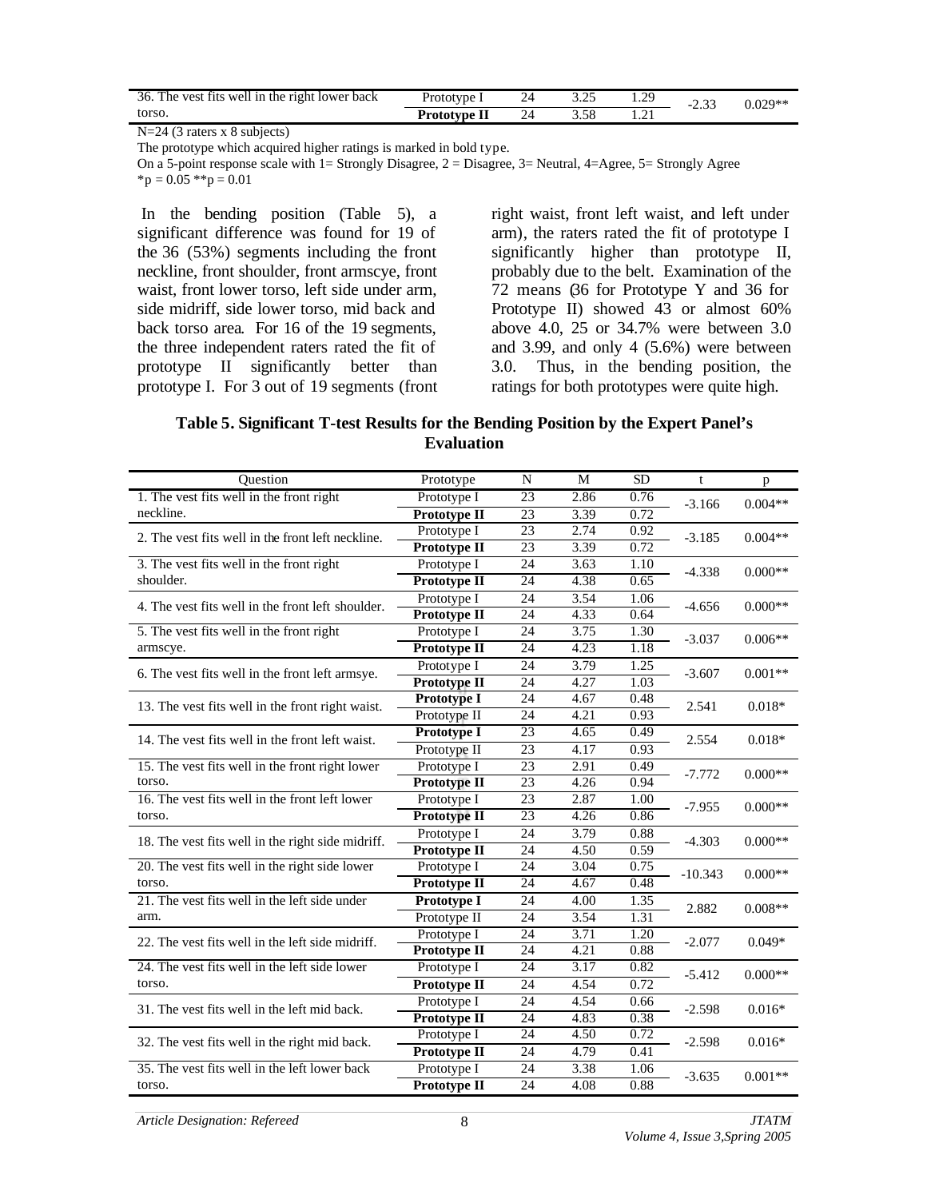| Question | Prototype | N | M | SD | t | p |
|---|---|---|---|---|---|---|
| 36. The vest fits well in the right lower back torso. | Prototype I | 24 | 3.25 | 1.29 | -2.33 | 0.029** |
| | **Prototype II** | 24 | 3.58 | 1.21 | | |

N=24 (3 raters x 8 subjects)

The prototype which acquired higher ratings is marked in bold type.

On a 5-point response scale with 1= Strongly Disagree, 2 = Disagree, 3= Neutral, 4=Agree, 5= Strongly Agree

*p = 0.05 **p = 0.01

In the bending position (Table 5), a significant difference was found for 19 of the 36 (53%) segments including the front neckline, front shoulder, front armscye, front waist, front lower torso, left side under arm, side midriff, side lower torso, mid back and back torso area. For 16 of the 19 segments, the three independent raters rated the fit of prototype II significantly better than prototype I. For 3 out of 19 segments (front right waist, front left waist, and left under arm), the raters rated the fit of prototype I significantly higher than prototype II, probably due to the belt. Examination of the 72 means (36 for Prototype Y and 36 for Prototype II) showed 43 or almost 60% above 4.0, 25 or 34.7% were between 3.0 and 3.99, and only 4 (5.6%) were between 3.0. Thus, in the bending position, the ratings for both prototypes were quite high.

**Table 5. Significant T-test Results for the Bending Position by the Expert Panel's Evaluation**

| Question | Prototype | N | M | SD | t | p |
|---|---|---|---|---|---|---|
| 1. The vest fits well in the front right neckline. | Prototype I | 23 | 2.86 | 0.76 | -3.166 | 0.004** |
| | **Prototype II** | 23 | 3.39 | 0.72 | | |
| 2. The vest fits well in the front left neckline. | Prototype I | 23 | 2.74 | 0.92 | -3.185 | 0.004** |
| | **Prototype II** | 23 | 3.39 | 0.72 | | |
| 3. The vest fits well in the front right shoulder. | Prototype I | 24 | 3.63 | 1.10 | -4.338 | 0.000** |
| | **Prototype II** | 24 | 4.38 | 0.65 | | |
| 4. The vest fits well in the front left shoulder. | Prototype I | 24 | 3.54 | 1.06 | -4.656 | 0.000** |
| | **Prototype II** | 24 | 4.33 | 0.64 | | |
| 5. The vest fits well in the front right armscye. | Prototype I | 24 | 3.75 | 1.30 | -3.037 | 0.006** |
| | **Prototype II** | 24 | 4.23 | 1.18 | | |
| 6. The vest fits well in the front left armsye. | Prototype I | 24 | 3.79 | 1.25 | -3.607 | 0.001** |
| | **Prototype II** | 24 | 4.27 | 1.03 | | |
| 13. The vest fits well in the front right waist. | **Prototype I** | 24 | 4.67 | 0.48 | 2.541 | 0.018* |
| | Prototype II | 24 | 4.21 | 0.93 | | |
| 14. The vest fits well in the front left waist. | **Prototype I** | 23 | 4.65 | 0.49 | 2.554 | 0.018* |
| | Prototype II | 23 | 4.17 | 0.93 | | |
| 15. The vest fits well in the front right lower torso. | Prototype I | 23 | 2.91 | 0.49 | -7.772 | 0.000** |
| | **Prototype II** | 23 | 4.26 | 0.94 | | |
| 16. The vest fits well in the front left lower torso. | Prototype I | 23 | 2.87 | 1.00 | -7.955 | 0.000** |
| | **Prototype II** | 23 | 4.26 | 0.86 | | |
| 18. The vest fits well in the right side midriff. | Prototype I | 24 | 3.79 | 0.88 | -4.303 | 0.000** |
| | **Prototype II** | 24 | 4.50 | 0.59 | | |
| 20. The vest fits well in the right side lower torso. | Prototype I | 24 | 3.04 | 0.75 | -10.343 | 0.000** |
| | **Prototype II** | 24 | 4.67 | 0.48 | | |
| 21. The vest fits well in the left side under arm. | **Prototype I** | 24 | 4.00 | 1.35 | 2.882 | 0.008** |
| | Prototype II | 24 | 3.54 | 1.31 | | |
| 22. The vest fits well in the left side midriff. | Prototype I | 24 | 3.71 | 1.20 | -2.077 | 0.049* |
| | **Prototype II** | 24 | 4.21 | 0.88 | | |
| 24. The vest fits well in the left side lower torso. | Prototype I | 24 | 3.17 | 0.82 | -5.412 | 0.000** |
| | **Prototype II** | 24 | 4.54 | 0.72 | | |
| 31. The vest fits well in the left mid back. | Prototype I | 24 | 4.54 | 0.66 | -2.598 | 0.016* |
| | **Prototype II** | 24 | 4.83 | 0.38 | | |
| 32. The vest fits well in the right mid back. | Prototype I | 24 | 4.50 | 0.72 | -2.598 | 0.016* |
| | **Prototype II** | 24 | 4.79 | 0.41 | | |
| 35. The vest fits well in the left lower back torso. | Prototype I | 24 | 3.38 | 1.06 | -3.635 | 0.001** |
| | **Prototype II** | 24 | 4.08 | 0.88 | | |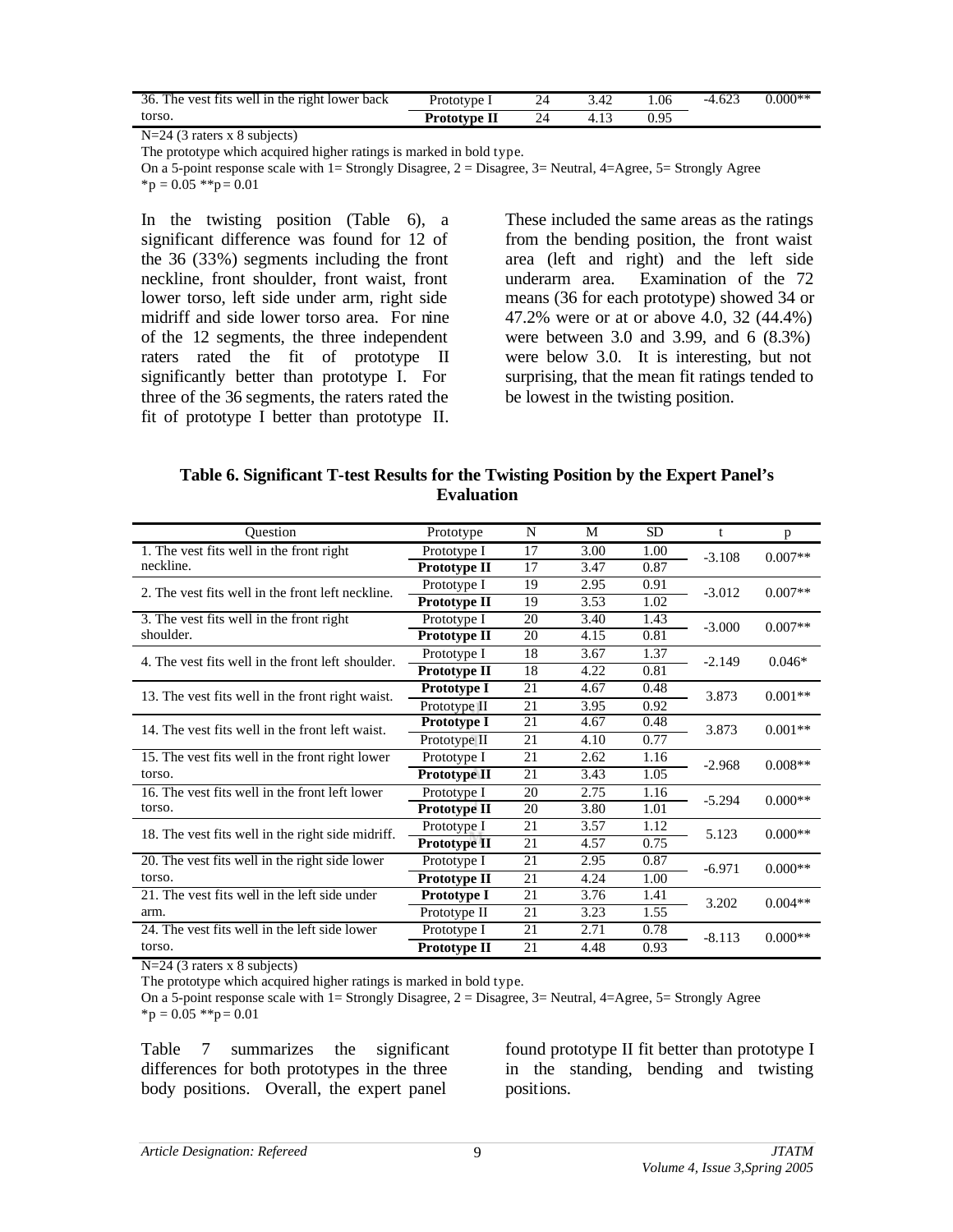| | | | | | | |
|---|---|---|---|---|---|---|
| 36. The vest fits well in the right lower back torso. | Prototype I | 24 | 3.42 | 1.06 | -4.623 | 0.000** |
| | **Prototype II** | 24 | 4.13 | 0.95 | | |

N=24 (3 raters x 8 subjects)
The prototype which acquired higher ratings is marked in bold type.
On a 5-point response scale with 1= Strongly Disagree, 2 = Disagree, 3= Neutral, 4=Agree, 5= Strongly Agree
*p = 0.05 **p= 0.01

In the twisting position (Table 6), a significant difference was found for 12 of the 36 (33%) segments including the front neckline, front shoulder, front waist, front lower torso, left side under arm, right side midriff and side lower torso area. For nine of the 12 segments, the three independent raters rated the fit of prototype II significantly better than prototype I. For three of the 36 segments, the raters rated the fit of prototype I better than prototype II. These included the same areas as the ratings from the bending position, the front waist area (left and right) and the left side underarm area. Examination of the 72 means (36 for each prototype) showed 34 or 47.2% were or at or above 4.0, 32 (44.4%) were between 3.0 and 3.99, and 6 (8.3%) were below 3.0. It is interesting, but not surprising, that the mean fit ratings tended to be lowest in the twisting position.

**Table 6. Significant T-test Results for the Twisting Position by the Expert Panel's Evaluation**

| Question | Prototype | N | M | SD | t | p |
|---|---|---|---|---|---|---|
| 1. The vest fits well in the front right neckline. | Prototype I | 17 | 3.00 | 1.00 | -3.108 | 0.007** |
| | **Prototype II** | 17 | 3.47 | 0.87 | | |
| 2. The vest fits well in the front left neckline. | Prototype I | 19 | 2.95 | 0.91 | -3.012 | 0.007** |
| | **Prototype II** | 19 | 3.53 | 1.02 | | |
| 3. The vest fits well in the front right shoulder. | Prototype I | 20 | 3.40 | 1.43 | -3.000 | 0.007** |
| | **Prototype II** | 20 | 4.15 | 0.81 | | |
| 4. The vest fits well in the front left shoulder. | Prototype I | 18 | 3.67 | 1.37 | -2.149 | 0.046* |
| | **Prototype II** | 18 | 4.22 | 0.81 | | |
| 13. The vest fits well in the front right waist. | **Prototype I** | 21 | 4.67 | 0.48 | 3.873 | 0.001** |
| | Prototype II | 21 | 3.95 | 0.92 | | |
| 14. The vest fits well in the front left waist. | **Prototype I** | 21 | 4.67 | 0.48 | 3.873 | 0.001** |
| | Prototype II | 21 | 4.10 | 0.77 | | |
| 15. The vest fits well in the front right lower torso. | Prototype I | 21 | 2.62 | 1.16 | -2.968 | 0.008** |
| | **Prototype II** | 21 | 3.43 | 1.05 | | |
| 16. The vest fits well in the front left lower torso. | Prototype I | 20 | 2.75 | 1.16 | -5.294 | 0.000** |
| | **Prototype II** | 20 | 3.80 | 1.01 | | |
| 18. The vest fits well in the right side midriff. | Prototype I | 21 | 3.57 | 1.12 | 5.123 | 0.000** |
| | **Prototype II** | 21 | 4.57 | 0.75 | | |
| 20. The vest fits well in the right side lower torso. | Prototype I | 21 | 2.95 | 0.87 | -6.971 | 0.000** |
| | **Prototype II** | 21 | 4.24 | 1.00 | | |
| 21. The vest fits well in the left side under arm. | **Prototype I** | 21 | 3.76 | 1.41 | 3.202 | 0.004** |
| | Prototype II | 21 | 3.23 | 1.55 | | |
| 24. The vest fits well in the left side lower torso. | Prototype I | 21 | 2.71 | 0.78 | -8.113 | 0.000** |
| | **Prototype II** | 21 | 4.48 | 0.93 | | |

N=24 (3 raters x 8 subjects)
The prototype which acquired higher ratings is marked in bold type.
On a 5-point response scale with 1= Strongly Disagree, 2 = Disagree, 3= Neutral, 4=Agree, 5= Strongly Agree
*p = 0.05 **p= 0.01

Table 7 summarizes the significant differences for both prototypes in the three body positions. Overall, the expert panel found prototype II fit better than prototype I in the standing, bending and twisting positions.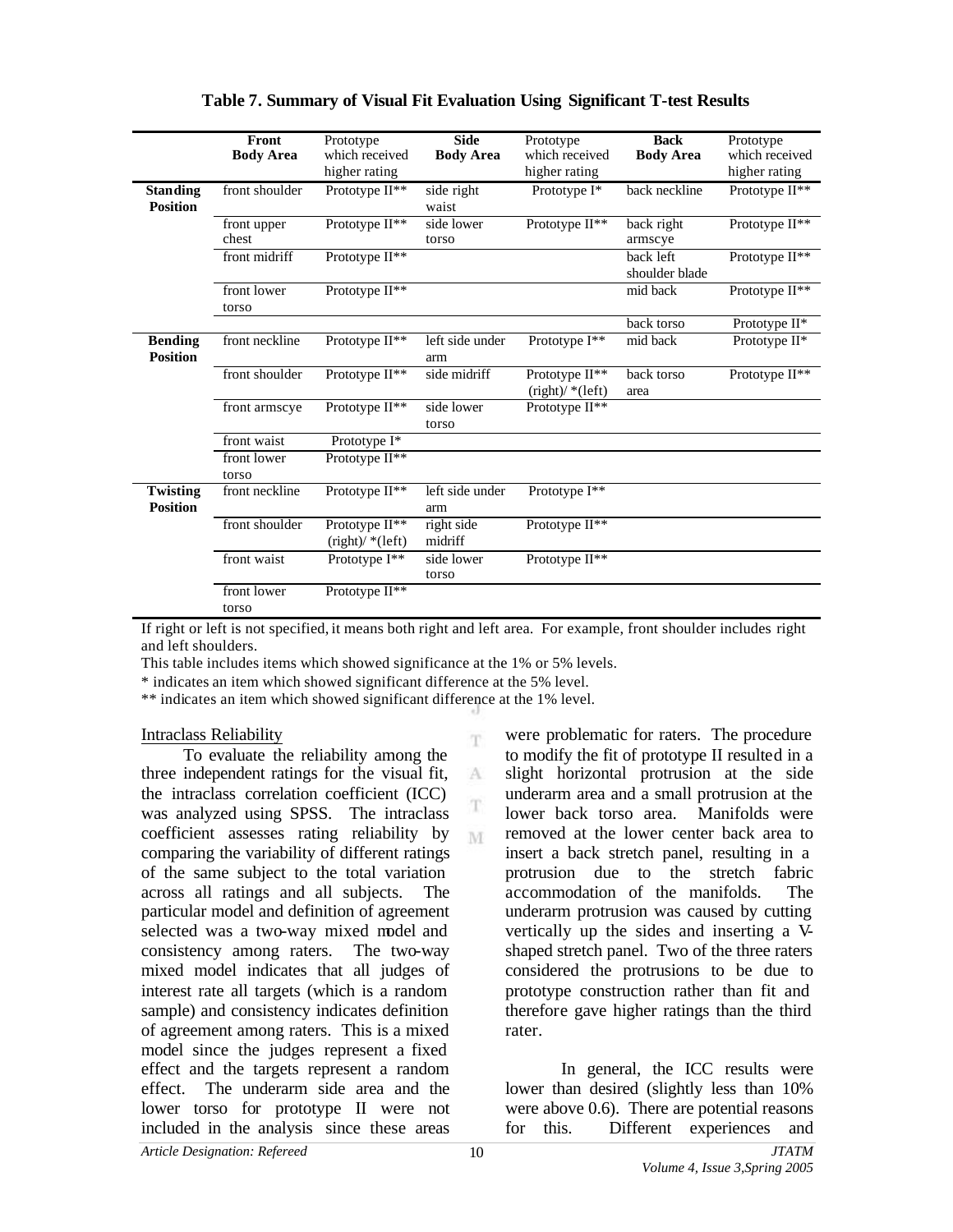**Table 7. Summary of Visual Fit Evaluation Using Significant T-test Results**

| | Front Body Area | Prototype which received higher rating | Side Body Area | Prototype which received higher rating | Back Body Area | Prototype which received higher rating |
|---|---|---|---|---|---|---|
| **Standing Position** | front shoulder | Prototype II** | side right waist | Prototype I* | back neckline | Prototype II** |
| | front upper chest | Prototype II** | side lower torso | Prototype II** | back right armscye | Prototype II** |
| | front midriff | Prototype II** | | | back left shoulder blade | Prototype II** |
| | front lower torso | Prototype II** | | | mid back | Prototype II** |
| | | | | | back torso | Prototype II* |
| **Bending Position** | front neckline | Prototype II** | left side under arm | Prototype I** | mid back | Prototype II* |
| | front shoulder | Prototype II** | side midriff | Prototype II** (right)/ *(left) | back torso area | Prototype II** |
| | front armscye | Prototype II** | side lower torso | Prototype II** | | |
| | front waist | Prototype I* | | | | |
| | front lower torso | Prototype II** | | | | |
| **Twisting Position** | front neckline | Prototype II** | left side under arm | Prototype I** | | |
| | front shoulder | Prototype II** (right)/ *(left) | right side midriff | Prototype II** | | |
| | front waist | Prototype I** | side lower torso | Prototype II** | | |
| | front lower torso | Prototype II** | | | | |

If right or left is not specified, it means both right and left area. For example, front shoulder includes right and left shoulders.

This table includes items which showed significance at the 1% or 5% levels.

* indicates an item which showed significant difference at the 5% level.

** indicates an item which showed significant difference at the 1% level.

Intraclass Reliability

To evaluate the reliability among the three independent ratings for the visual fit, the intraclass correlation coefficient (ICC) was analyzed using SPSS. The intraclass coefficient assesses rating reliability by comparing the variability of different ratings of the same subject to the total variation across all ratings and all subjects. The particular model and definition of agreement selected was a two-way mixed model and consistency among raters. The two-way mixed model indicates that all judges of interest rate all targets (which is a random sample) and consistency indicates definition of agreement among raters. This is a mixed model since the judges represent a fixed effect and the targets represent a random effect. The underarm side area and the lower torso for prototype II were not included in the analysis since these areas were problematic for raters. The procedure to modify the fit of prototype II resulted in a slight horizontal protrusion at the side underarm area and a small protrusion at the lower back torso area. Manifolds were removed at the lower center back area to insert a back stretch panel, resulting in a protrusion due to the stretch fabric accommodation of the manifolds. The underarm protrusion was caused by cutting vertically up the sides and inserting a V-shaped stretch panel. Two of the three raters considered the protrusions to be due to prototype construction rather than fit and therefore gave higher ratings than the third rater.

In general, the ICC results were lower than desired (slightly less than 10% were above 0.6). There are potential reasons for this. Different experiences and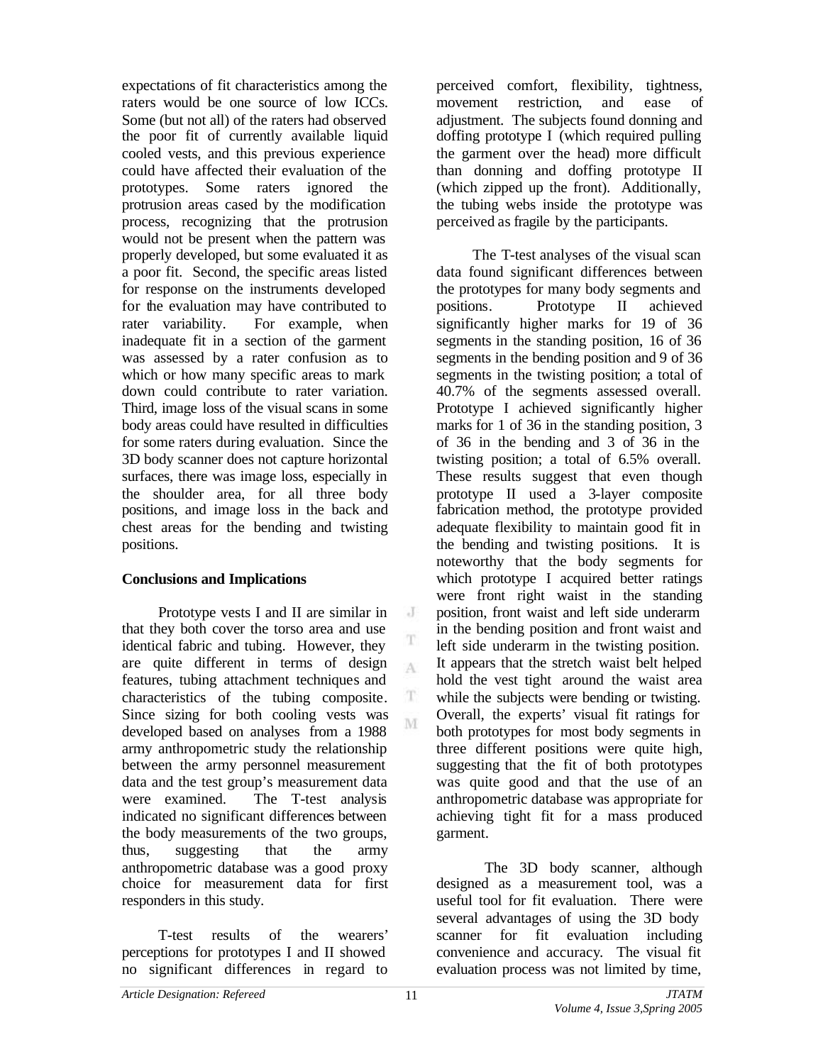expectations of fit characteristics among the raters would be one source of low ICCs. Some (but not all) of the raters had observed the poor fit of currently available liquid cooled vests, and this previous experience could have affected their evaluation of the prototypes. Some raters ignored the protrusion areas cased by the modification process, recognizing that the protrusion would not be present when the pattern was properly developed, but some evaluated it as a poor fit. Second, the specific areas listed for response on the instruments developed for the evaluation may have contributed to rater variability. For example, when inadequate fit in a section of the garment was assessed by a rater confusion as to which or how many specific areas to mark down could contribute to rater variation. Third, image loss of the visual scans in some body areas could have resulted in difficulties for some raters during evaluation. Since the 3D body scanner does not capture horizontal surfaces, there was image loss, especially in the shoulder area, for all three body positions, and image loss in the back and chest areas for the bending and twisting positions.

**Conclusions and Implications**

Prototype vests I and II are similar in that they both cover the torso area and use identical fabric and tubing. However, they are quite different in terms of design features, tubing attachment techniques and characteristics of the tubing composite. Since sizing for both cooling vests was developed based on analyses from a 1988 army anthropometric study the relationship between the army personnel measurement data and the test group's measurement data were examined. The T-test analysis indicated no significant differences between the body measurements of the two groups, thus, suggesting that the army anthropometric database was a good proxy choice for measurement data for first responders in this study.

T-test results of the wearers' perceptions for prototypes I and II showed no significant differences in regard to perceived comfort, flexibility, tightness, movement restriction, and ease of adjustment. The subjects found donning and doffing prototype I (which required pulling the garment over the head) more difficult than donning and doffing prototype II (which zipped up the front). Additionally, the tubing webs inside the prototype was perceived as fragile by the participants.

The T-test analyses of the visual scan data found significant differences between the prototypes for many body segments and positions. Prototype II achieved significantly higher marks for 19 of 36 segments in the standing position, 16 of 36 segments in the bending position and 9 of 36 segments in the twisting position; a total of 40.7% of the segments assessed overall. Prototype I achieved significantly higher marks for 1 of 36 in the standing position, 3 of 36 in the bending and 3 of 36 in the twisting position; a total of 6.5% overall. These results suggest that even though prototype II used a 3-layer composite fabrication method, the prototype provided adequate flexibility to maintain good fit in the bending and twisting positions. It is noteworthy that the body segments for which prototype I acquired better ratings were front right waist in the standing position, front waist and left side underarm in the bending position and front waist and left side underarm in the twisting position. It appears that the stretch waist belt helped hold the vest tight around the waist area while the subjects were bending or twisting. Overall, the experts' visual fit ratings for both prototypes for most body segments in three different positions were quite high, suggesting that the fit of both prototypes was quite good and that the use of an anthropometric database was appropriate for achieving tight fit for a mass produced garment.

The 3D body scanner, although designed as a measurement tool, was a useful tool for fit evaluation. There were several advantages of using the 3D body scanner for fit evaluation including convenience and accuracy. The visual fit evaluation process was not limited by time,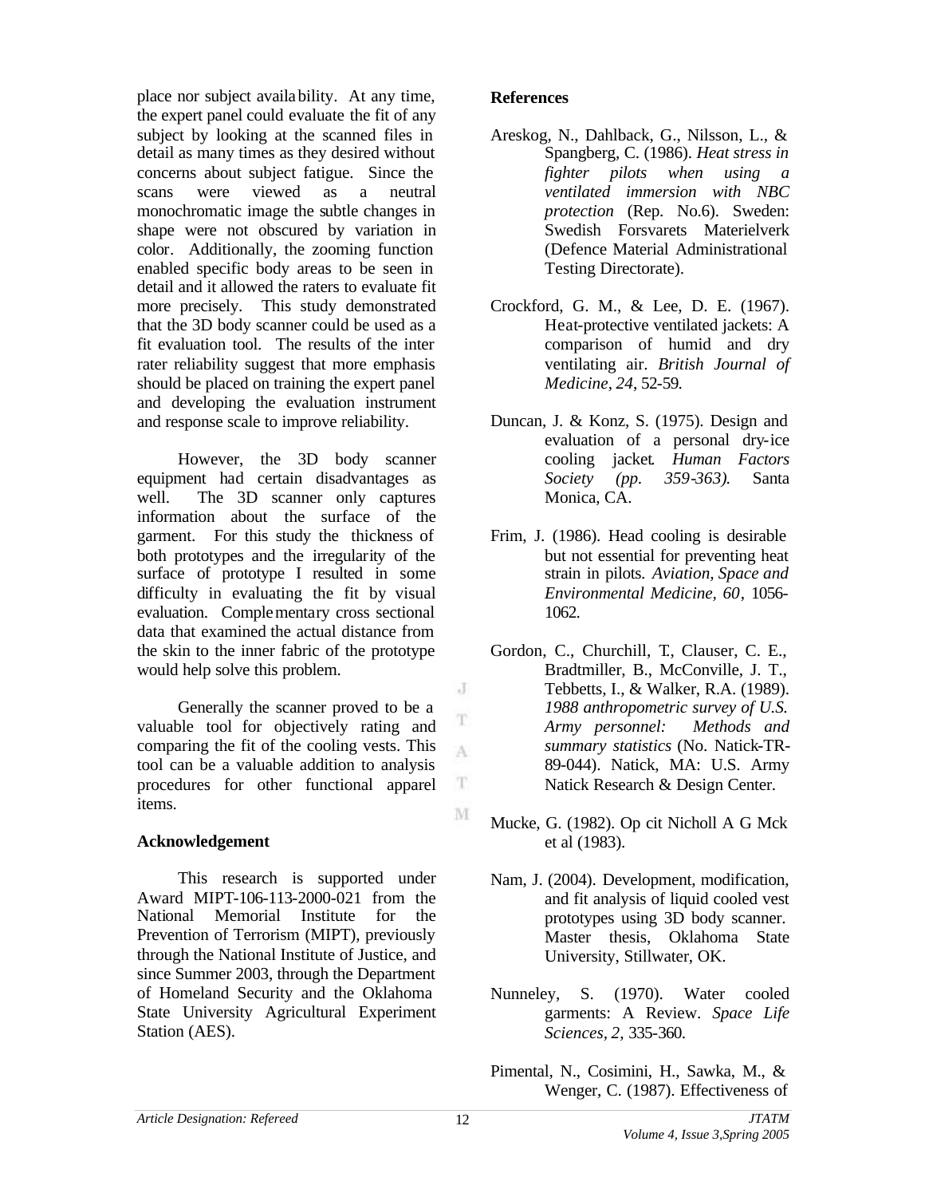place nor subject availability. At any time, the expert panel could evaluate the fit of any subject by looking at the scanned files in detail as many times as they desired without concerns about subject fatigue. Since the scans were viewed as a neutral monochromatic image the subtle changes in shape were not obscured by variation in color. Additionally, the zooming function enabled specific body areas to be seen in detail and it allowed the raters to evaluate fit more precisely. This study demonstrated that the 3D body scanner could be used as a fit evaluation tool. The results of the inter rater reliability suggest that more emphasis should be placed on training the expert panel and developing the evaluation instrument and response scale to improve reliability.

However, the 3D body scanner equipment had certain disadvantages as well. The 3D scanner only captures information about the surface of the garment. For this study the thickness of both prototypes and the irregularity of the surface of prototype I resulted in some difficulty in evaluating the fit by visual evaluation. Complementary cross sectional data that examined the actual distance from the skin to the inner fabric of the prototype would help solve this problem.

Generally the scanner proved to be a valuable tool for objectively rating and comparing the fit of the cooling vests. This tool can be a valuable addition to analysis procedures for other functional apparel items.

## Acknowledgement

This research is supported under Award MIPT-106-113-2000-021 from the National Memorial Institute for the Prevention of Terrorism (MIPT), previously through the National Institute of Justice, and since Summer 2003, through the Department of Homeland Security and the Oklahoma State University Agricultural Experiment Station (AES).

## References

Areskog, N., Dahlback, G., Nilsson, L., & Spangberg, C. (1986). *Heat stress in fighter pilots when using a ventilated immersion with NBC protection* (Rep. No.6). Sweden: Swedish Forsvarets Materielverk (Defence Material Administrational Testing Directorate).

Crockford, G. M., & Lee, D. E. (1967). Heat-protective ventilated jackets: A comparison of humid and dry ventilating air. *British Journal of Medicine, 24*, 52-59.

Duncan, J. & Konz, S. (1975). Design and evaluation of a personal dry-ice cooling jacket. *Human Factors Society (pp. 359-363).* Santa Monica, CA.

Frim, J. (1986). Head cooling is desirable but not essential for preventing heat strain in pilots. *Aviation, Space and Environmental Medicine, 60*, 1056-1062.

Gordon, C., Churchill, T., Clauser, C. E., Bradtmiller, B., McConville, J. T., Tebbetts, I., & Walker, R.A. (1989). *1988 anthropometric survey of U.S. Army personnel: Methods and summary statistics* (No. Natick-TR-89-044). Natick, MA: U.S. Army Natick Research & Design Center.

Mucke, G. (1982). Op cit Nicholl A G Mck et al (1983).

Nam, J. (2004). Development, modification, and fit analysis of liquid cooled vest prototypes using 3D body scanner. Master thesis, Oklahoma State University, Stillwater, OK.

Nunneley, S. (1970). Water cooled garments: A Review. *Space Life Sciences, 2,* 335-360.

Pimental, N., Cosimini, H., Sawka, M., & Wenger, C. (1987). Effectiveness of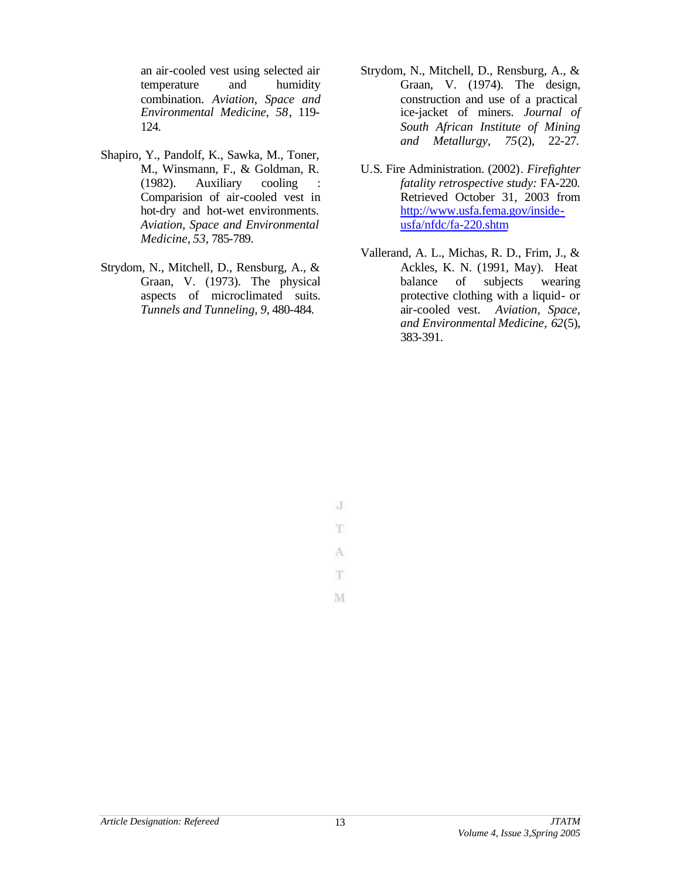an air-cooled vest using selected air temperature and humidity combination. *Aviation, Space and Environmental Medicine, 58*, 119-124.

Shapiro, Y., Pandolf, K., Sawka, M., Toner, M., Winsmann, F., & Goldman, R. (1982). Auxiliary cooling : Comparision of air-cooled vest in hot-dry and hot-wet environments. *Aviation, Space and Environmental Medicine, 53*, 785-789.

Strydom, N., Mitchell, D., Rensburg, A., & Graan, V. (1973). The physical aspects of microclimated suits. *Tunnels and Tunneling, 9*, 480-484.

Strydom, N., Mitchell, D., Rensburg, A., & Graan, V. (1974). The design, construction and use of a practical ice-jacket of miners. *Journal of South African Institute of Mining and Metallurgy, 75*(2), 22-27.

U.S. Fire Administration. (2002). *Firefighter fatality retrospective study:* FA-220. Retrieved October 31, 2003 from http://www.usfa.fema.gov/inside-usfa/nfdc/fa-220.shtm

Vallerand, A. L., Michas, R. D., Frim, J., & Ackles, K. N. (1991, May). Heat balance of subjects wearing protective clothing with a liquid- or air-cooled vest. *Aviation, Space, and Environmental Medicine, 62*(5), 383-391.